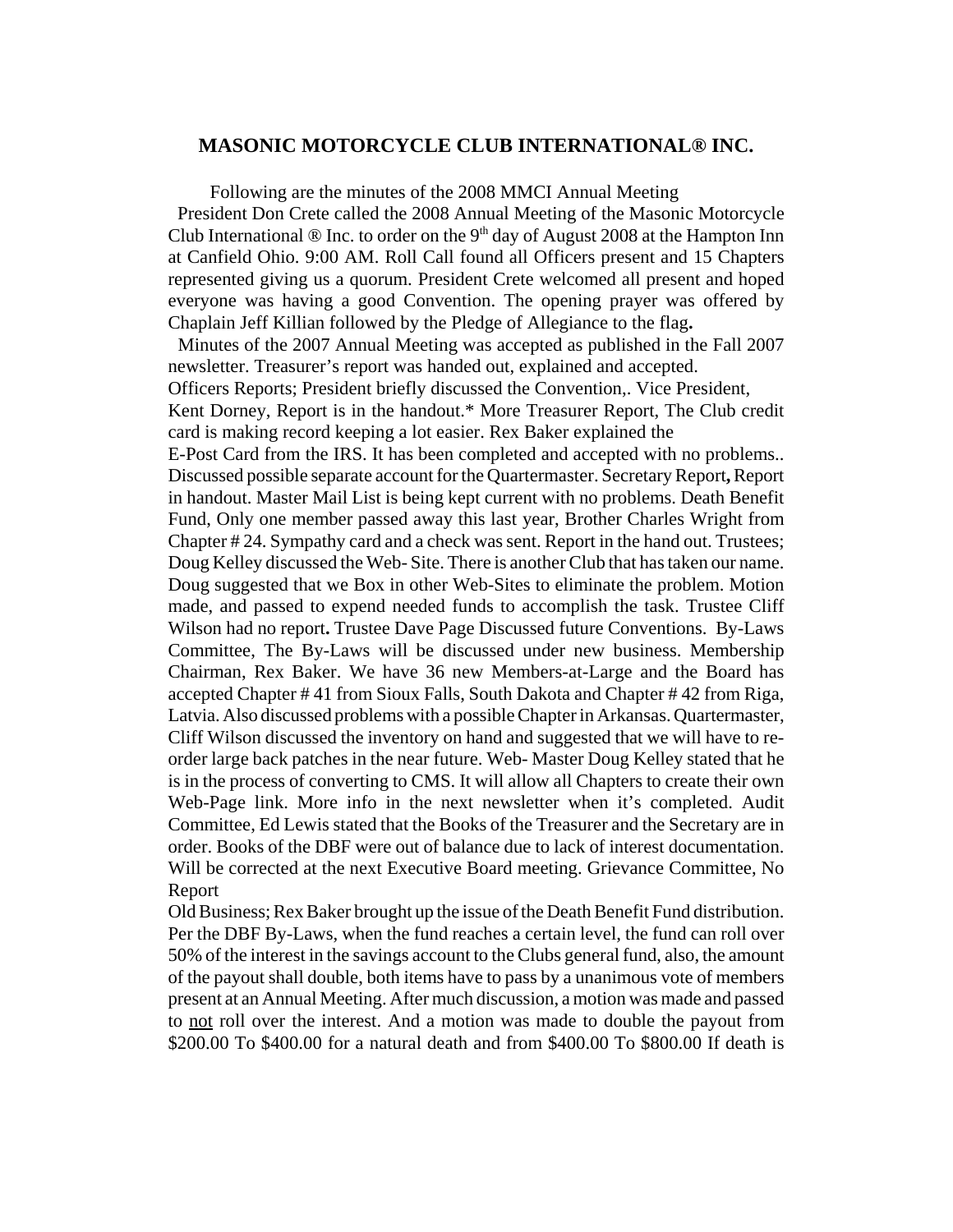## MASONIC MOTORCYCLE CLUB INTERNATIONAL® INC.

Following are the minutes of the 2008 MMCI Annual Meeting

President Don Crete called the 2008 Annual Meeting of the Masonic Motorcycle Club International ® Inc. to order on the 9th day of August 2008 at the Hampton Inn at Canfield Ohio. 9:00 AM. Roll Call found all Officers present and 15 Chapters represented giving us a quorum. President Crete welcomed all present and hoped everyone was having a good Convention. The opening prayer was offered by Chaplain Jeff Killian followed by the Pledge of Allegiance to the flag**.**

Minutes of the 2007 Annual Meeting was accepted as published in the Fall 2007 newsletter. Treasurer's report was handed out, explained and accepted.

Officers Reports; President briefly discussed the Convention,. Vice President, Kent Dorney, Report is in the handout.* More Treasurer Report, The Club credit card is making record keeping a lot easier. Rex Baker explained the E-Post Card from the IRS. It has been completed and accepted with no problems.. Discussed possible separate account for the Quartermaster. Secretary Report**,** Report in handout. Master Mail List is being kept current with no problems. Death Benefit Fund, Only one member passed away this last year, Brother Charles Wright from Chapter # 24. Sympathy card and a check was sent. Report in the hand out. Trustees; Doug Kelley discussed the Web- Site. There is another Club that has taken our name. Doug suggested that we Box in other Web-Sites to eliminate the problem. Motion made, and passed to expend needed funds to accomplish the task. Trustee Cliff Wilson had no report**.** Trustee Dave Page Discussed future Conventions. By-Laws Committee, The By-Laws will be discussed under new business. Membership Chairman, Rex Baker. We have 36 new Members-at-Large and the Board has accepted Chapter # 41 from Sioux Falls, South Dakota and Chapter # 42 from Riga, Latvia. Also discussed problems with a possible Chapter in Arkansas. Quartermaster, Cliff Wilson discussed the inventory on hand and suggested that we will have to re-order large back patches in the near future. Web- Master Doug Kelley stated that he is in the process of converting to CMS. It will allow all Chapters to create their own Web-Page link. More info in the next newsletter when it's completed. Audit Committee, Ed Lewis stated that the Books of the Treasurer and the Secretary are in order. Books of the DBF were out of balance due to lack of interest documentation. Will be corrected at the next Executive Board meeting. Grievance Committee, No Report

Old Business; Rex Baker brought up the issue of the Death Benefit Fund distribution. Per the DBF By-Laws, when the fund reaches a certain level, the fund can roll over 50% of the interest in the savings account to the Clubs general fund, also, the amount of the payout shall double, both items have to pass by a unanimous vote of members present at an Annual Meeting. After much discussion, a motion was made and passed to <u>not</u> roll over the interest. And a motion was made to double the payout from \$200.00 To \$400.00 for a natural death and from \$400.00 To \$800.00 If death is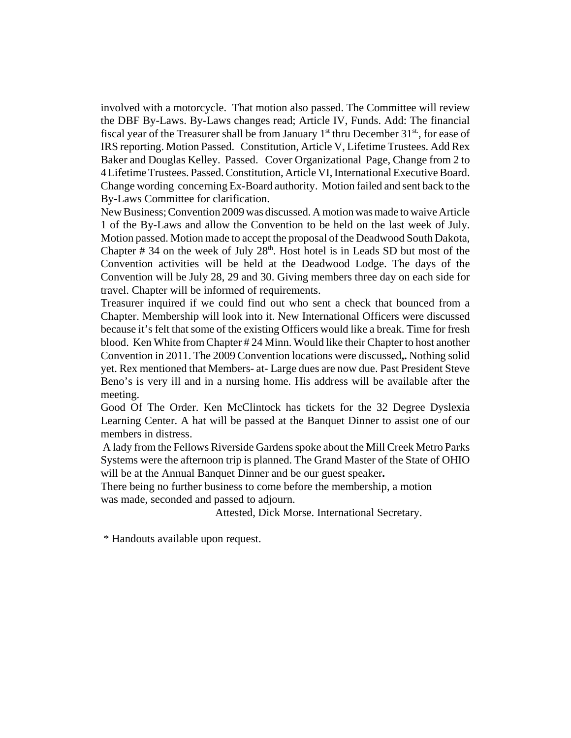involved with a motorcycle. That motion also passed. The Committee will review the DBF By-Laws. By-Laws changes read; Article IV, Funds. Add: The financial fiscal year of the Treasurer shall be from January 1st thru December 31st., for ease of IRS reporting. Motion Passed. Constitution, Article V, Lifetime Trustees. Add Rex Baker and Douglas Kelley. Passed. Cover Organizational Page, Change from 2 to 4 Lifetime Trustees. Passed. Constitution, Article VI, International Executive Board. Change wording concerning Ex-Board authority. Motion failed and sent back to the By-Laws Committee for clarification.

New Business; Convention 2009 was discussed. A motion was made to waive Article 1 of the By-Laws and allow the Convention to be held on the last week of July. Motion passed. Motion made to accept the proposal of the Deadwood South Dakota, Chapter # 34 on the week of July 28th. Host hotel is in Leads SD but most of the Convention activities will be held at the Deadwood Lodge. The days of the Convention will be July 28, 29 and 30. Giving members three day on each side for travel. Chapter will be informed of requirements.

Treasurer inquired if we could find out who sent a check that bounced from a Chapter. Membership will look into it. New International Officers were discussed because it's felt that some of the existing Officers would like a break. Time for fresh blood. Ken White from Chapter # 24 Minn. Would like their Chapter to host another Convention in 2011. The 2009 Convention locations were discussed**,.** Nothing solid yet. Rex mentioned that Members- at- Large dues are now due. Past President Steve Beno's is very ill and in a nursing home. His address will be available after the meeting.

Good Of The Order. Ken McClintock has tickets for the 32 Degree Dyslexia Learning Center. A hat will be passed at the Banquet Dinner to assist one of our members in distress.

A lady from the Fellows Riverside Gardens spoke about the Mill Creek Metro Parks Systems were the afternoon trip is planned. The Grand Master of the State of OHIO will be at the Annual Banquet Dinner and be our guest speaker**.**

There being no further business to come before the membership, a motion was made, seconded and passed to adjourn.

Attested, Dick Morse. International Secretary.

* Handouts available upon request.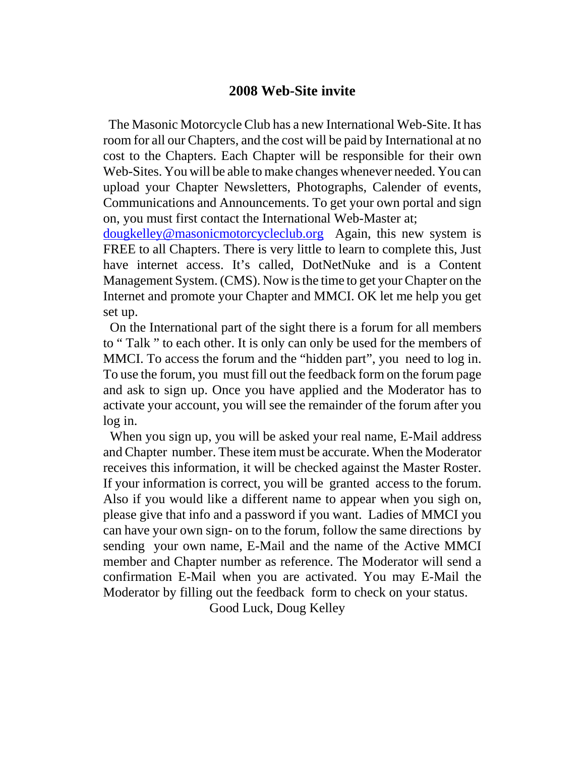## 2008 Web-Site invite

The Masonic Motorcycle Club has a new International Web-Site. It has room for all our Chapters, and the cost will be paid by International at no cost to the Chapters. Each Chapter will be responsible for their own Web-Sites. You will be able to make changes whenever needed. You can upload your Chapter Newsletters, Photographs, Calender of events, Communications and Announcements. To get your own portal and sign on, you must first contact the International Web-Master at; dougkelley@masonicmotorcycleclub.org Again, this new system is FREE to all Chapters. There is very little to learn to complete this, Just have internet access. It's called, DotNetNuke and is a Content Management System. (CMS). Now is the time to get your Chapter on the Internet and promote your Chapter and MMCI. OK let me help you get set up.

On the International part of the sight there is a forum for all members to " Talk " to each other. It is only can only be used for the members of MMCI. To access the forum and the "hidden part", you need to log in. To use the forum, you must fill out the feedback form on the forum page and ask to sign up. Once you have applied and the Moderator has to activate your account, you will see the remainder of the forum after you log in.

When you sign up, you will be asked your real name, E-Mail address and Chapter number. These item must be accurate. When the Moderator receives this information, it will be checked against the Master Roster. If your information is correct, you will be granted access to the forum. Also if you would like a different name to appear when you sigh on, please give that info and a password if you want. Ladies of MMCI you can have your own sign- on to the forum, follow the same directions by sending your own name, E-Mail and the name of the Active MMCI member and Chapter number as reference. The Moderator will send a confirmation E-Mail when you are activated. You may E-Mail the Moderator by filling out the feedback form to check on your status.

Good Luck, Doug Kelley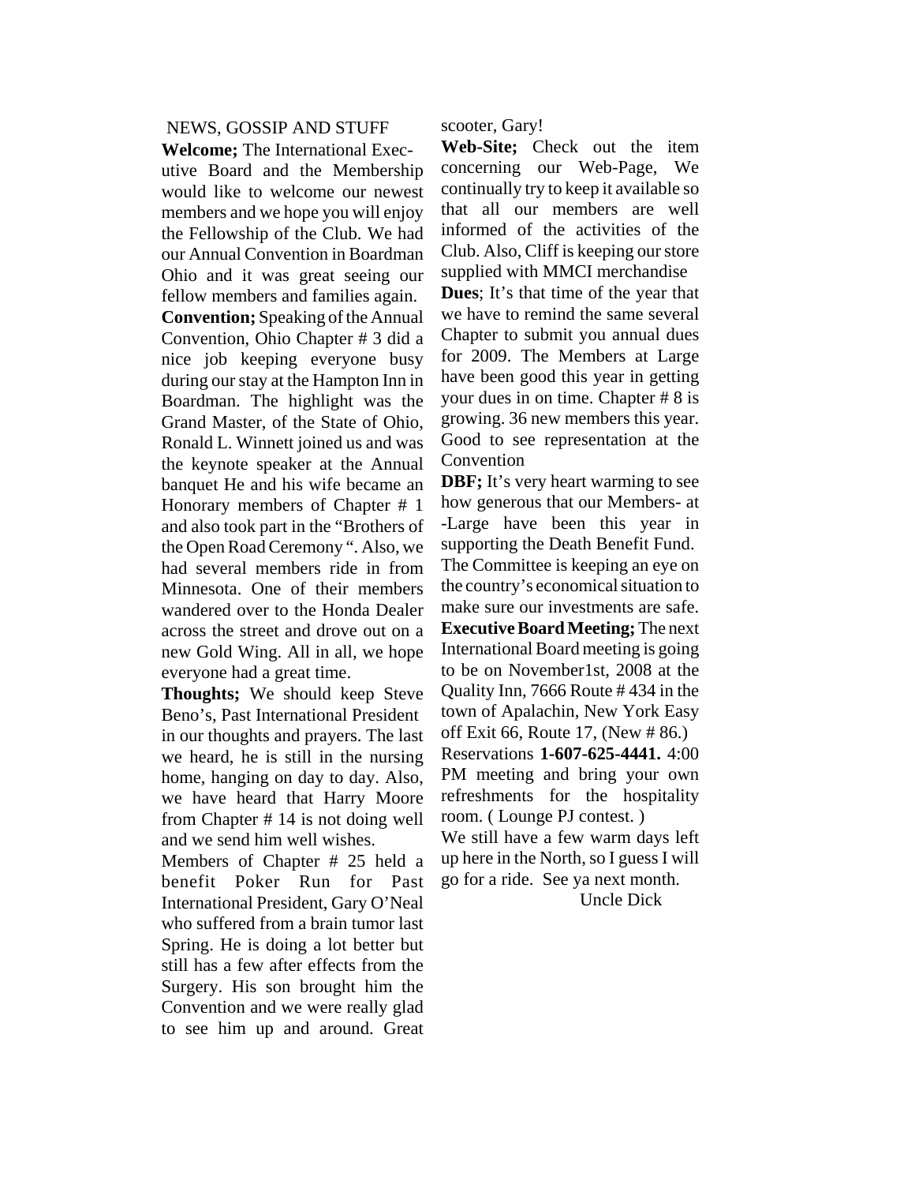NEWS, GOSSIP AND STUFF

**Welcome;** The International Executive Board and the Membership would like to welcome our newest members and we hope you will enjoy the Fellowship of the Club. We had our Annual Convention in Boardman Ohio and it was great seeing our fellow members and families again.

**Convention;** Speaking of the Annual Convention, Ohio Chapter # 3 did a nice job keeping everyone busy during our stay at the Hampton Inn in Boardman. The highlight was the Grand Master, of the State of Ohio, Ronald L. Winnett joined us and was the keynote speaker at the Annual banquet He and his wife became an Honorary members of Chapter # 1 and also took part in the "Brothers of the Open Road Ceremony ". Also, we had several members ride in from Minnesota. One of their members wandered over to the Honda Dealer across the street and drove out on a new Gold Wing. All in all, we hope everyone had a great time.

**Thoughts;** We should keep Steve Beno's, Past International President in our thoughts and prayers. The last we heard, he is still in the nursing home, hanging on day to day. Also, we have heard that Harry Moore from Chapter # 14 is not doing well and we send him well wishes.

Members of Chapter # 25 held a benefit Poker Run for Past International President, Gary O'Neal who suffered from a brain tumor last Spring. He is doing a lot better but still has a few after effects from the Surgery. His son brought him the Convention and we were really glad to see him up and around. Great scooter, Gary!

**Web-Site;** Check out the item concerning our Web-Page, We continually try to keep it available so that all our members are well informed of the activities of the Club. Also, Cliff is keeping our store supplied with MMCI merchandise

**Dues**; It's that time of the year that we have to remind the same several Chapter to submit you annual dues for 2009. The Members at Large have been good this year in getting your dues in on time. Chapter # 8 is growing. 36 new members this year. Good to see representation at the Convention

**DBF;** It's very heart warming to see how generous that our Members- at -Large have been this year in supporting the Death Benefit Fund. The Committee is keeping an eye on the country's economical situation to make sure our investments are safe.

**Executive Board Meeting;** The next International Board meeting is going to be on November1st, 2008 at the Quality Inn, 7666 Route # 434 in the town of Apalachin, New York Easy off Exit 66, Route 17, (New # 86.) Reservations **1-607-625-4441.** 4:00 PM meeting and bring your own refreshments for the hospitality room. ( Lounge PJ contest. )

We still have a few warm days left up here in the North, so I guess I will go for a ride. See ya next month.

Uncle Dick